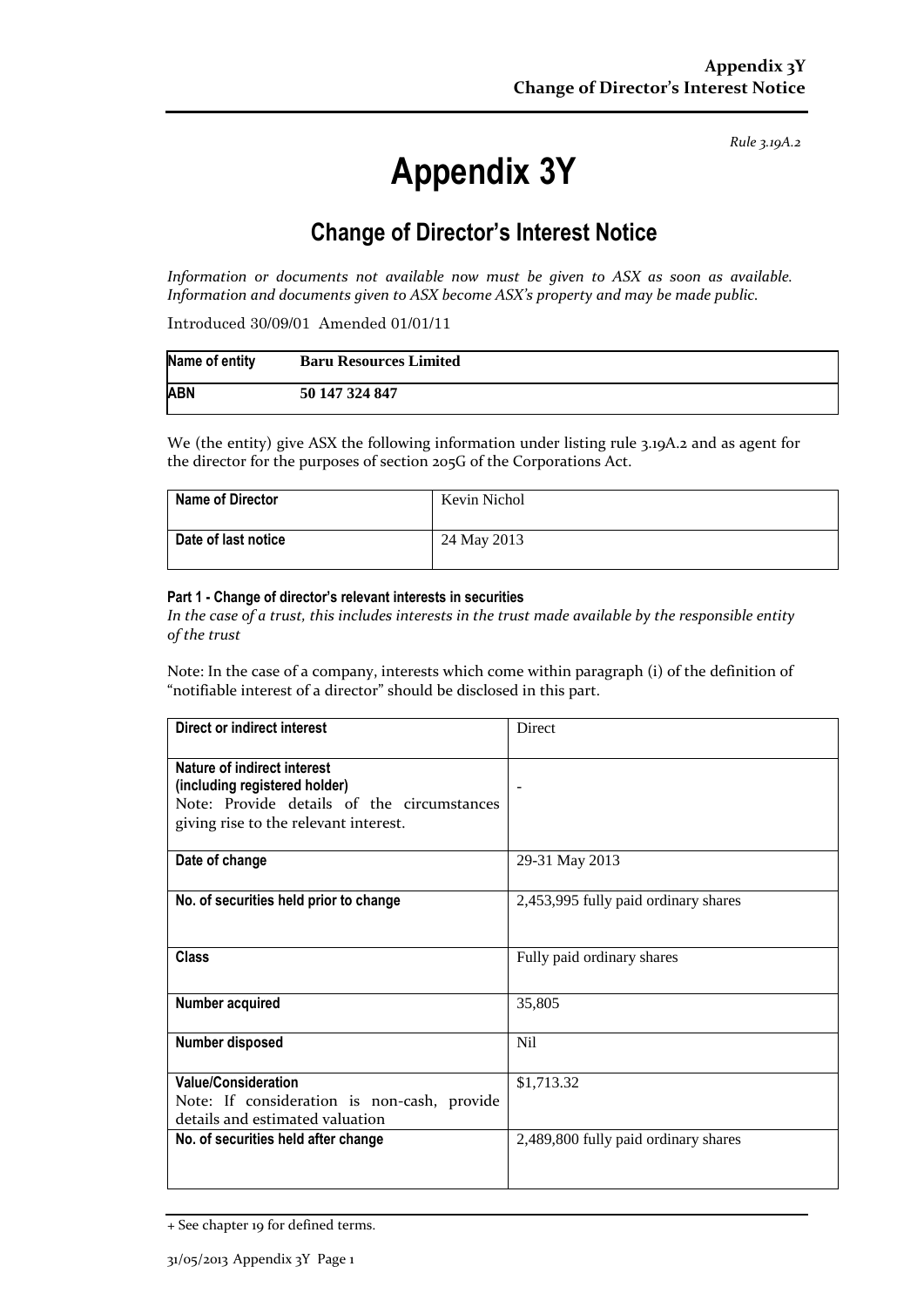Rule 3.19A.2

# Appendix 3Y

## Change of Director's Interest Notice

*Information or documents not available now must be given to ASX as soon as available. Information and documents given to ASX become ASX's property and may be made public.*

Introduced 30/09/01 Amended 01/01/11

| Name of entity | Baru Resources Limited |
|---|---|
| ABN | 50 147 324 847 |

We (the entity) give ASX the following information under listing rule 3.19A.2 and as agent for the director for the purposes of section 205G of the Corporations Act.

| Name of Director | Kevin Nichol |
|---|---|
| Date of last notice | 24 May 2013 |

#### Part 1 - Change of director's relevant interests in securities

*In the case of a trust, this includes interests in the trust made available by the responsible entity of the trust*

Note: In the case of a company, interests which come within paragraph (i) of the definition of "notifiable interest of a director" should be disclosed in this part.

| Direct or indirect interest | Direct |
|---|---|
| **Nature of indirect interest (including registered holder)** Note: Provide details of the circumstances giving rise to the relevant interest. | - |
| **Date of change** | 29-31 May 2013 |
| **No. of securities held prior to change** | 2,453,995 fully paid ordinary shares |
| **Class** | Fully paid ordinary shares |
| **Number acquired** | 35,805 |
| **Number disposed** | Nil |
| **Value/Consideration** Note: If consideration is non-cash, provide details and estimated valuation | $1,713.32 |
| **No. of securities held after change** | 2,489,800 fully paid ordinary shares |

+ See chapter 19 for defined terms.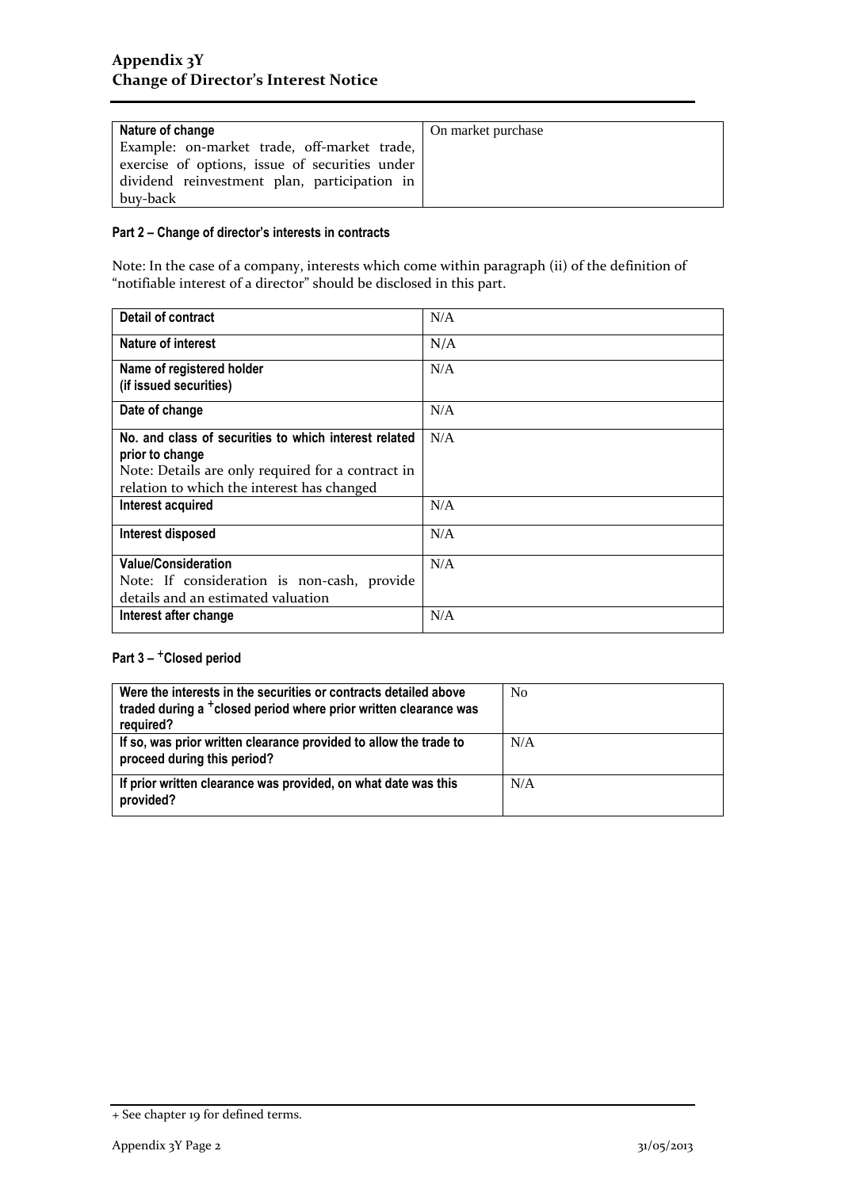| | |
|---|---|
| **Nature of change**<br>Example: on-market trade, off-market trade, exercise of options, issue of securities under dividend reinvestment plan, participation in buy-back | On market purchase |

**Part 2 – Change of director's interests in contracts**

Note: In the case of a company, interests which come within paragraph (ii) of the definition of "notifiable interest of a director" should be disclosed in this part.

| | |
|---|---|
| **Detail of contract** | N/A |
| **Nature of interest** | N/A |
| **Name of registered holder (if issued securities)** | N/A |
| **Date of change** | N/A |
| **No. and class of securities to which interest related prior to change**<br>Note: Details are only required for a contract in relation to which the interest has changed | N/A |
| **Interest acquired** | N/A |
| **Interest disposed** | N/A |
| **Value/Consideration**<br>Note: If consideration is non-cash, provide details and an estimated valuation | N/A |
| **Interest after change** | N/A |

**Part 3 – +Closed period**

| | |
|---|---|
| **Were the interests in the securities or contracts detailed above traded during a +closed period where prior written clearance was required?** | No |
| **If so, was prior written clearance provided to allow the trade to proceed during this period?** | N/A |
| **If prior written clearance was provided, on what date was this provided?** | N/A |

+ See chapter 19 for defined terms.